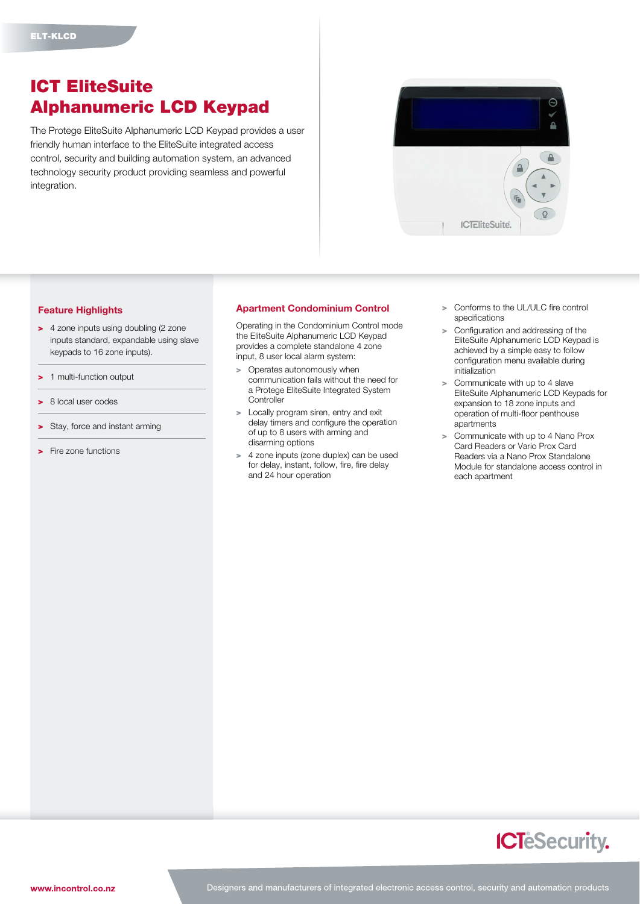ELT-KLCD

# ICT EliteSuite Alphanumeric LCD Keypad

The Protege EliteSuite Alphanumeric LCD Keypad provides a user friendly human interface to the EliteSuite integrated access control, security and building automation system, an advanced technology security product providing seamless and powerful integration.

## Feature Highlights

- 4 zone inputs using doubling (2 zone inputs standard, expandable using slave keypads to 16 zone inputs).
- 1 multi-function output
- 8 local user codes
- Stay, force and instant arming
- Fire zone functions

## Apartment Condominium Control

Operating in the Condominium Control mode the EliteSuite Alphanumeric LCD Keypad provides a complete standalone 4 zone input, 8 user local alarm system:

- Operates autonomously when communication fails without the need for a Protege EliteSuite Integrated System Controller
- Locally program siren, entry and exit delay timers and configure the operation of up to 8 users with arming and disarming options
- 4 zone inputs (zone duplex) can be used for delay, instant, follow, fire, fire delay and 24 hour operation
- Conforms to the UL/ULC fire control specifications
- Configuration and addressing of the EliteSuite Alphanumeric LCD Keypad is achieved by a simple easy to follow configuration menu available during initialization
- Communicate with up to 4 slave EliteSuite Alphanumeric LCD Keypads for expansion to 18 zone inputs and operation of multi-floor penthouse apartments
- Communicate with up to 4 Nano Prox Card Readers or Vario Prox Card Readers via a Nano Prox Standalone Module for standalone access control in each apartment

www.incontrol.co.nz

Designers and manufacturers of integrated electronic access control, security and automation products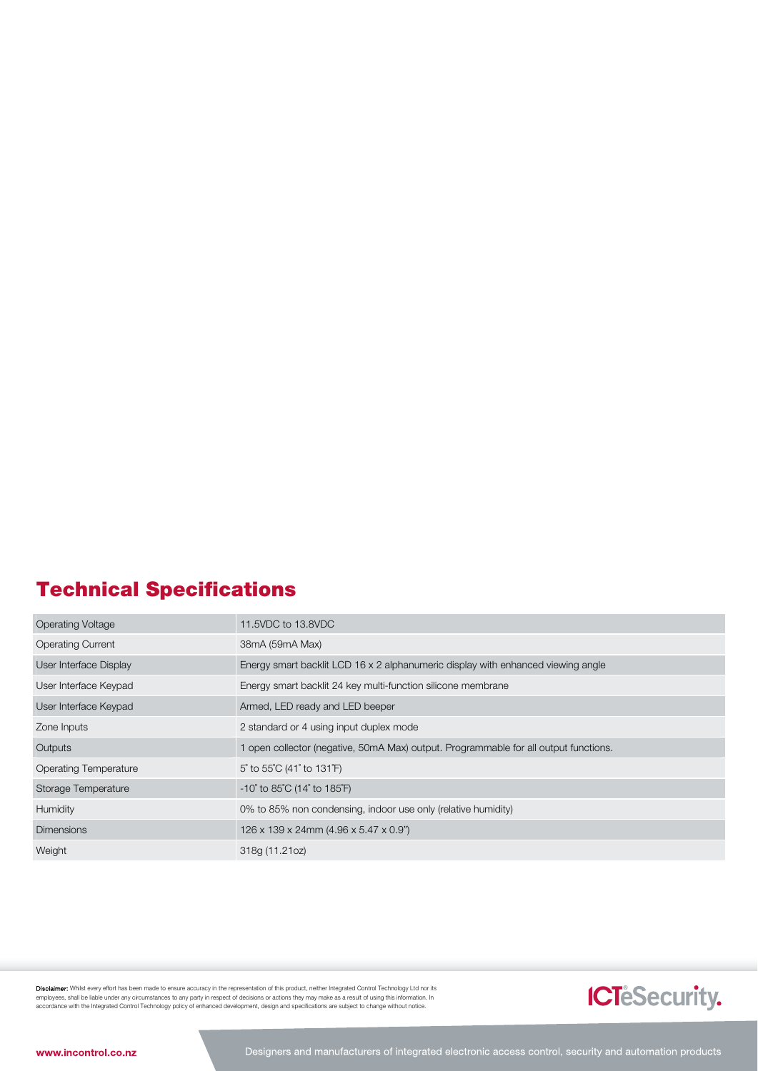## Technical Specifications

| | |
|---|---|
| Operating Voltage | 11.5VDC to 13.8VDC |
| Operating Current | 38mA (59mA Max) |
| User Interface Display | Energy smart backlit LCD 16 x 2 alphanumeric display with enhanced viewing angle |
| User Interface Keypad | Energy smart backlit 24 key multi-function silicone membrane |
| User Interface Keypad | Armed, LED ready and LED beeper |
| Zone Inputs | 2 standard or 4 using input duplex mode |
| Outputs | 1 open collector (negative, 50mA Max) output. Programmable for all output functions. |
| Operating Temperature | 5° to 55°C (41° to 131°F) |
| Storage Temperature | -10° to 85°C (14° to 185°F) |
| Humidity | 0% to 85% non condensing, indoor use only (relative humidity) |
| Dimensions | 126 x 139 x 24mm (4.96 x 5.47 x 0.9") |
| Weight | 318g (11.21oz) |

**Disclaimer:** Whilst every effort has been made to ensure accuracy in the representation of this product, neither Integrated Control Technology Ltd nor its employees, shall be liable under any circumstances to any party in respect of decisions or actions they may make as a result of using this information. In accordance with the Integrated Control Technology policy of enhanced development, design and specifications are subject to change without notice.

ICT eSecurity.

www.incontrol.co.nz

Designers and manufacturers of integrated electronic access control, security and automation products